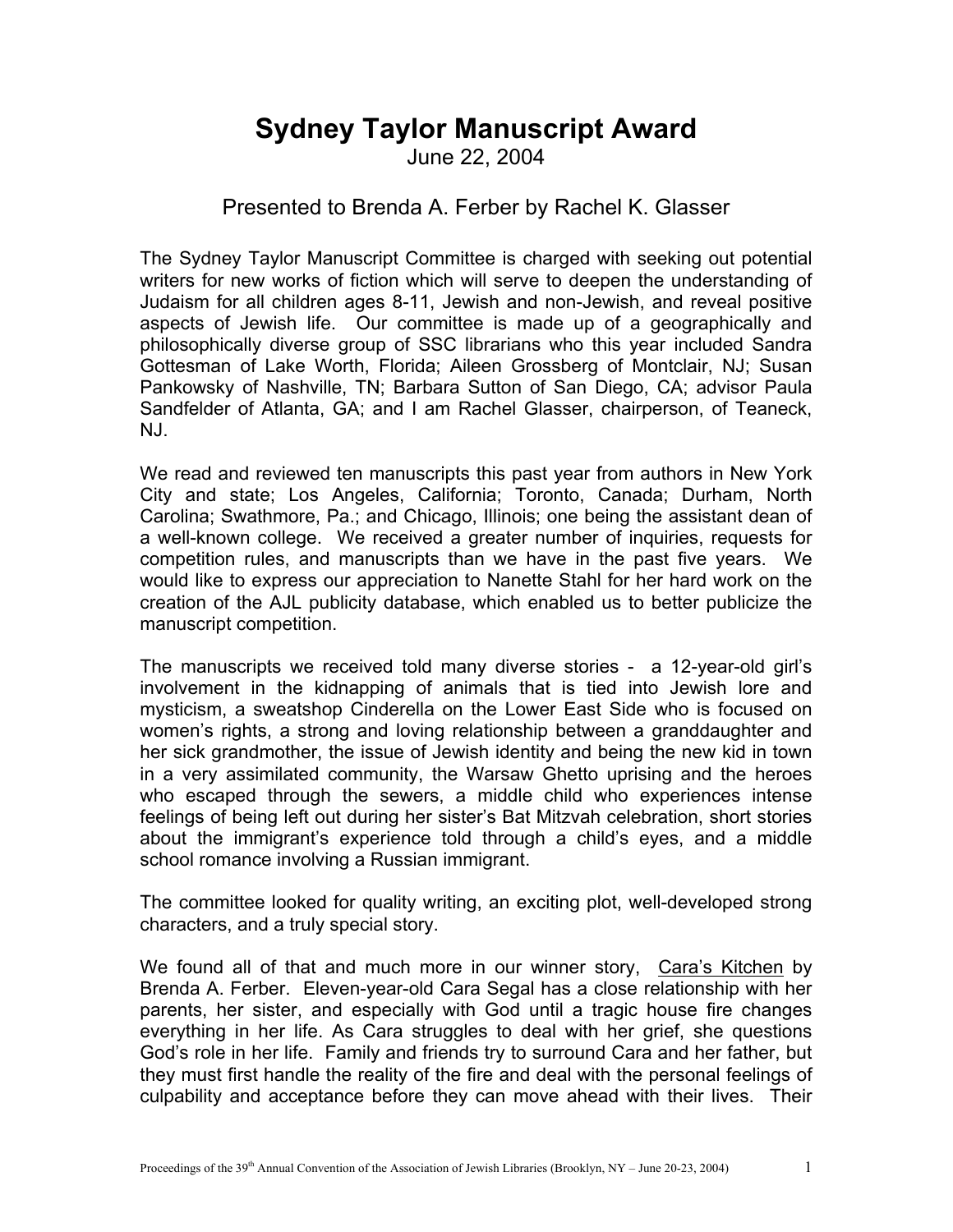# Sydney Taylor Manuscript Award

June 22, 2004

Presented to Brenda A. Ferber by Rachel K. Glasser

The Sydney Taylor Manuscript Committee is charged with seeking out potential writers for new works of fiction which will serve to deepen the understanding of Judaism for all children ages 8-11, Jewish and non-Jewish, and reveal positive aspects of Jewish life. Our committee is made up of a geographically and philosophically diverse group of SSC librarians who this year included Sandra Gottesman of Lake Worth, Florida; Aileen Grossberg of Montclair, NJ; Susan Pankowsky of Nashville, TN; Barbara Sutton of San Diego, CA; advisor Paula Sandfelder of Atlanta, GA; and I am Rachel Glasser, chairperson, of Teaneck, NJ.

We read and reviewed ten manuscripts this past year from authors in New York City and state; Los Angeles, California; Toronto, Canada; Durham, North Carolina; Swathmore, Pa.; and Chicago, Illinois; one being the assistant dean of a well-known college. We received a greater number of inquiries, requests for competition rules, and manuscripts than we have in the past five years. We would like to express our appreciation to Nanette Stahl for her hard work on the creation of the AJL publicity database, which enabled us to better publicize the manuscript competition.

The manuscripts we received told many diverse stories - a 12-year-old girl's involvement in the kidnapping of animals that is tied into Jewish lore and mysticism, a sweatshop Cinderella on the Lower East Side who is focused on women's rights, a strong and loving relationship between a granddaughter and her sick grandmother, the issue of Jewish identity and being the new kid in town in a very assimilated community, the Warsaw Ghetto uprising and the heroes who escaped through the sewers, a middle child who experiences intense feelings of being left out during her sister's Bat Mitzvah celebration, short stories about the immigrant's experience told through a child's eyes, and a middle school romance involving a Russian immigrant.

The committee looked for quality writing, an exciting plot, well-developed strong characters, and a truly special story.

We found all of that and much more in our winner story, Cara's Kitchen by Brenda A. Ferber. Eleven-year-old Cara Segal has a close relationship with her parents, her sister, and especially with God until a tragic house fire changes everything in her life. As Cara struggles to deal with her grief, she questions God's role in her life. Family and friends try to surround Cara and her father, but they must first handle the reality of the fire and deal with the personal feelings of culpability and acceptance before they can move ahead with their lives. Their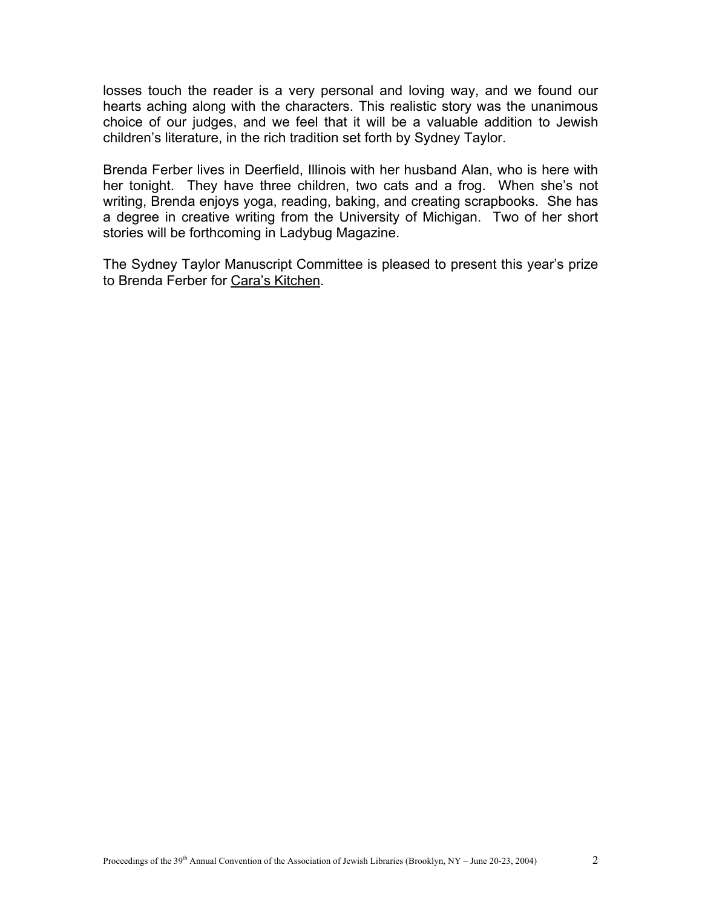losses touch the reader is a very personal and loving way, and we found our hearts aching along with the characters. This realistic story was the unanimous choice of our judges, and we feel that it will be a valuable addition to Jewish children's literature, in the rich tradition set forth by Sydney Taylor.

Brenda Ferber lives in Deerfield, Illinois with her husband Alan, who is here with her tonight. They have three children, two cats and a frog. When she's not writing, Brenda enjoys yoga, reading, baking, and creating scrapbooks. She has a degree in creative writing from the University of Michigan. Two of her short stories will be forthcoming in Ladybug Magazine.

The Sydney Taylor Manuscript Committee is pleased to present this year's prize to Brenda Ferber for Cara's Kitchen.